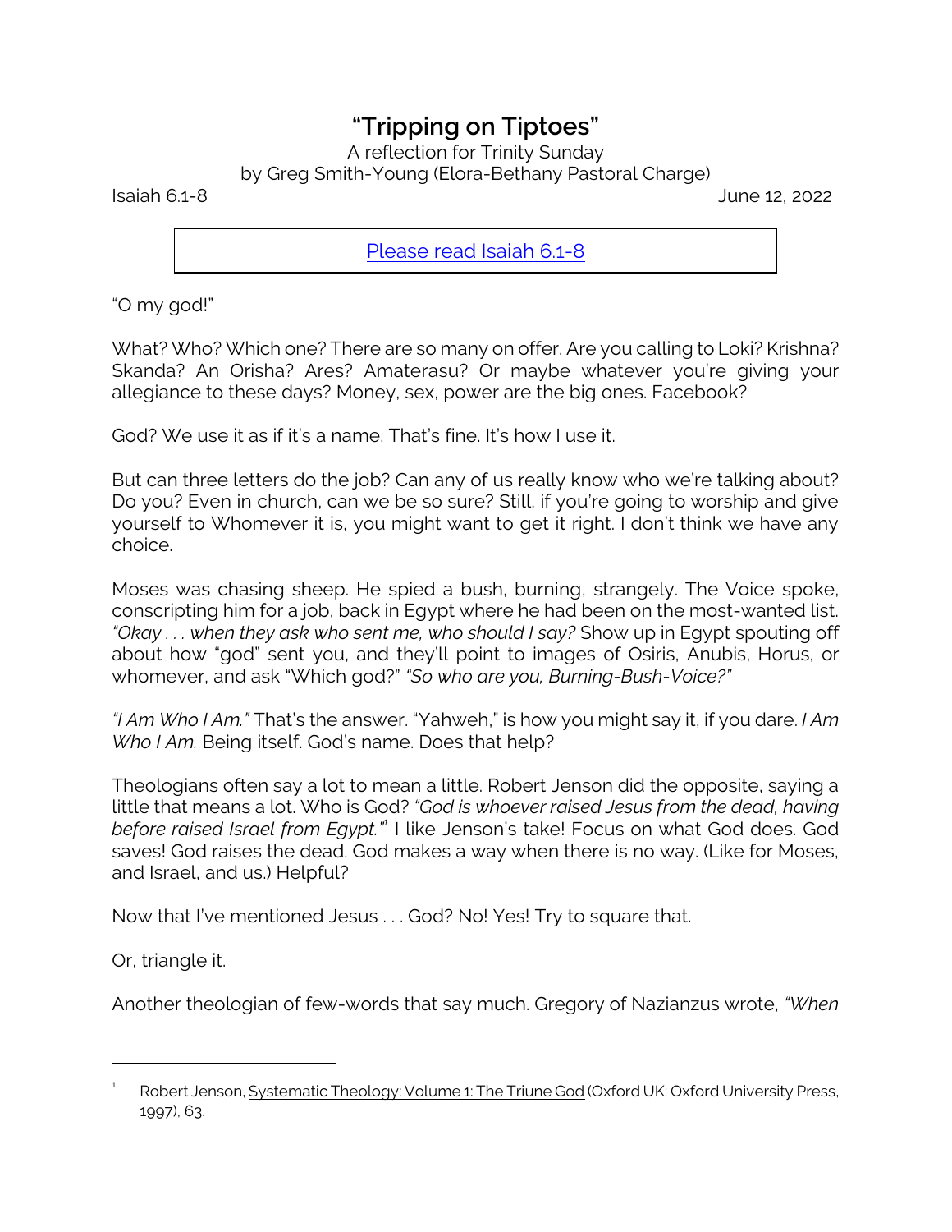# "Tripping on Tiptoes"

A reflection for Trinity Sunday
by Greg Smith-Young (Elora-Bethany Pastoral Charge)

Isaiah 6.1-8 June 12, 2022

[Please read Isaiah 6.1-8]

"O my god!"

What? Who? Which one? There are so many on offer. Are you calling to Loki? Krishna? Skanda? An Orisha? Ares? Amaterasu? Or maybe whatever you're giving your allegiance to these days? Money, sex, power are the big ones. Facebook?

God? We use it as if it's a name. That's fine. It's how I use it.

But can three letters do the job? Can any of us really know who we're talking about? Do you? Even in church, can we be so sure? Still, if you're going to worship and give yourself to Whomever it is, you might want to get it right. I don't think we have any choice.

Moses was chasing sheep. He spied a bush, burning, strangely. The Voice spoke, conscripting him for a job, back in Egypt where he had been on the most-wanted list. *"Okay . . . when they ask who sent me, who should I say?* Show up in Egypt spouting off about how "god" sent you, and they'll point to images of Osiris, Anubis, Horus, or whomever, and ask "Which god?" *"So who are you, Burning-Bush-Voice?"*

*"I Am Who I Am."* That's the answer. "Yahweh," is how you might say it, if you dare. *I Am Who I Am.* Being itself. God's name. Does that help?

Theologians often say a lot to mean a little. Robert Jenson did the opposite, saying a little that means a lot. Who is God? *"God is whoever raised Jesus from the dead, having before raised Israel from Egypt."*[1] I like Jenson's take! Focus on what God does. God saves! God raises the dead. God makes a way when there is no way. (Like for Moses, and Israel, and us.) Helpful?

Now that I've mentioned Jesus . . . God? No! Yes! Try to square that.

Or, triangle it.

Another theologian of few-words that say much. Gregory of Nazianzus wrote, *"When*

---

[1] Robert Jenson, Systematic Theology: Volume 1: The Triune God (Oxford UK: Oxford University Press, 1997), 63.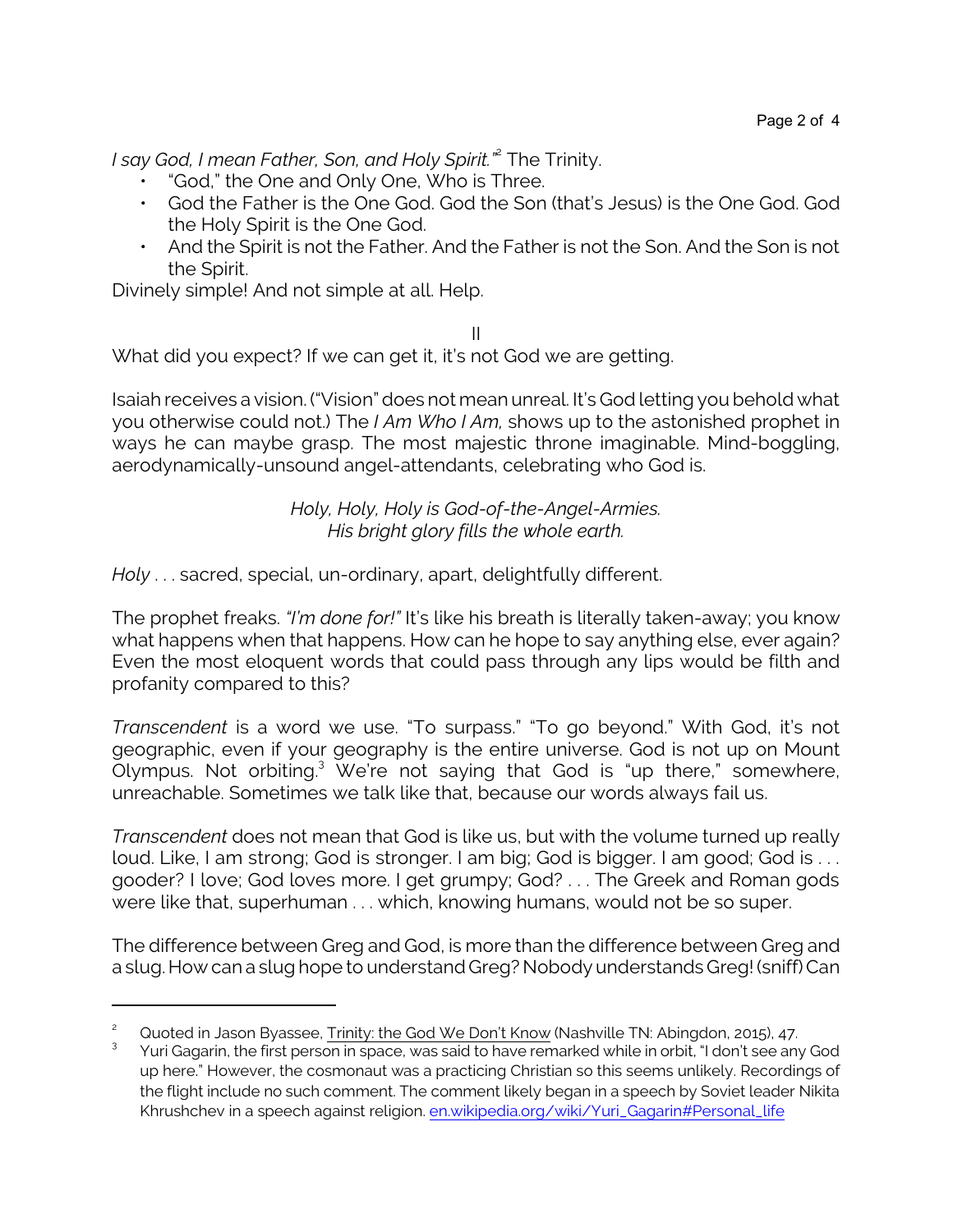*I say God, I mean Father, Son, and Holy Spirit."*[2] The Trinity.

- "God," the One and Only One, Who is Three.
- God the Father is the One God. God the Son (that's Jesus) is the One God. God the Holy Spirit is the One God.
- And the Spirit is not the Father. And the Father is not the Son. And the Son is not the Spirit.

Divinely simple! And not simple at all. Help.

II

What did you expect? If we can get it, it's not God we are getting.

Isaiah receives a vision. ("Vision" does not mean unreal. It's God letting you behold what you otherwise could not.) The *I Am Who I Am,* shows up to the astonished prophet in ways he can maybe grasp. The most majestic throne imaginable. Mind-boggling, aerodynamically-unsound angel-attendants, celebrating who God is.

*Holy, Holy, Holy is God-of-the-Angel-Armies.*
*His bright glory fills the whole earth.*

*Holy* . . . sacred, special, un-ordinary, apart, delightfully different.

The prophet freaks. *"I'm done for!"* It's like his breath is literally taken-away; you know what happens when that happens. How can he hope to say anything else, ever again? Even the most eloquent words that could pass through any lips would be filth and profanity compared to this?

*Transcendent* is a word we use. "To surpass." "To go beyond." With God, it's not geographic, even if your geography is the entire universe. God is not up on Mount Olympus. Not orbiting.[3] We're not saying that God is "up there," somewhere, unreachable. Sometimes we talk like that, because our words always fail us.

*Transcendent* does not mean that God is like us, but with the volume turned up really loud. Like, I am strong; God is stronger. I am big; God is bigger. I am good; God is . . . gooder? I love; God loves more. I get grumpy; God? . . . The Greek and Roman gods were like that, superhuman . . . which, knowing humans, would not be so super.

The difference between Greg and God, is more than the difference between Greg and a slug. How can a slug hope to understand Greg? Nobody understands Greg! (sniff) Can

---

[2] Quoted in Jason Byassee, Trinity: the God We Don't Know (Nashville TN: Abingdon, 2015), 47.

[3] Yuri Gagarin, the first person in space, was said to have remarked while in orbit, "I don't see any God up here." However, the cosmonaut was a practicing Christian so this seems unlikely. Recordings of the flight include no such comment. The comment likely began in a speech by Soviet leader Nikita Khrushchev in a speech against religion. en.wikipedia.org/wiki/Yuri_Gagarin#Personal_life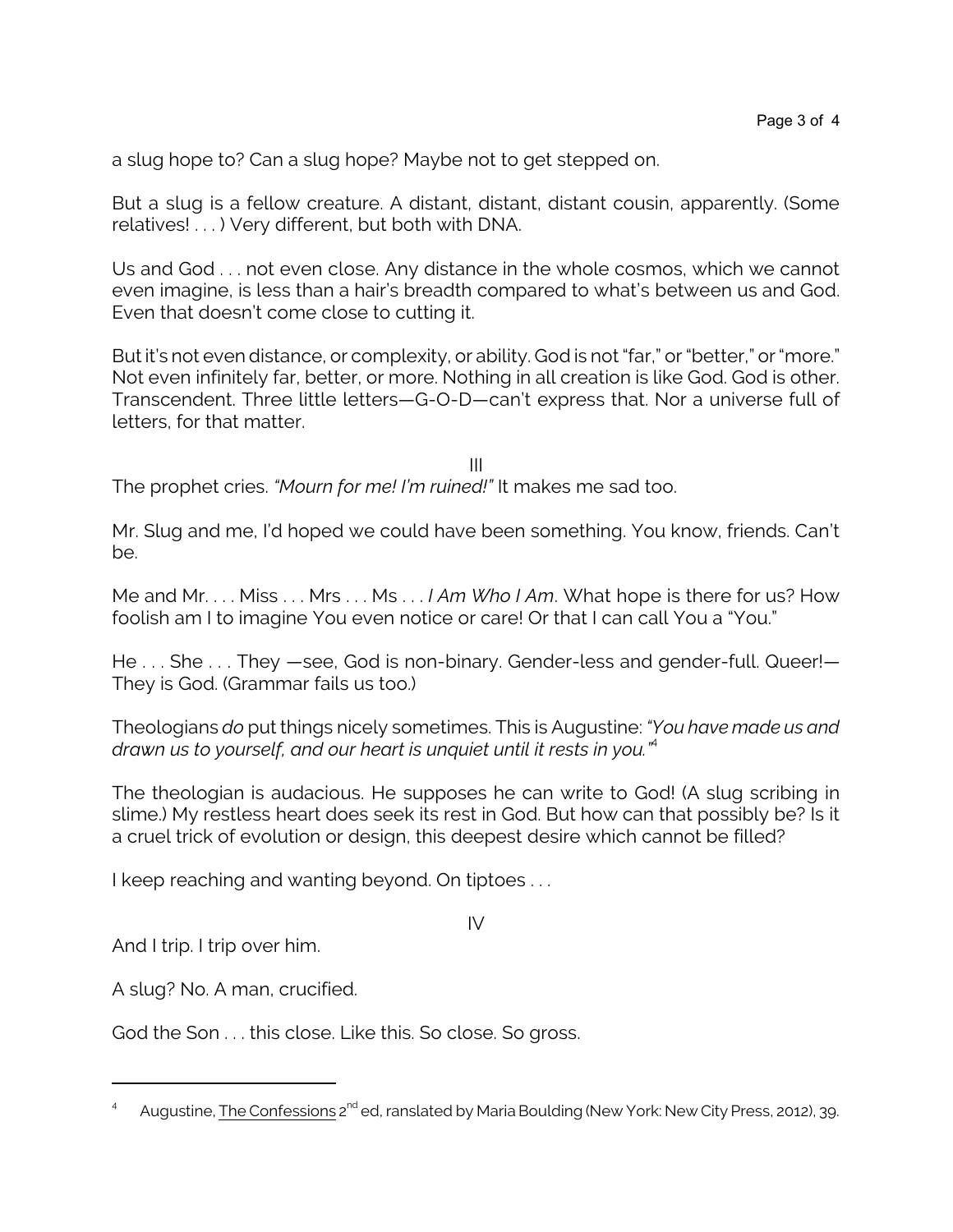a slug hope to? Can a slug hope? Maybe not to get stepped on.

But a slug is a fellow creature. A distant, distant, distant cousin, apparently. (Some relatives! . . . ) Very different, but both with DNA.

Us and God . . . not even close. Any distance in the whole cosmos, which we cannot even imagine, is less than a hair's breadth compared to what's between us and God. Even that doesn't come close to cutting it.

But it's not even distance, or complexity, or ability. God is not "far," or "better," or "more." Not even infinitely far, better, or more. Nothing in all creation is like God. God is other. Transcendent. Three little letters—G-O-D—can't express that. Nor a universe full of letters, for that matter.

III

The prophet cries. *"Mourn for me! I'm ruined!"* It makes me sad too.

Mr. Slug and me, I'd hoped we could have been something. You know, friends. Can't be.

Me and Mr. . . . Miss . . . Mrs . . . Ms . . . *I Am Who I Am*. What hope is there for us? How foolish am I to imagine You even notice or care! Or that I can call You a "You."

He . . . She . . . They —see, God is non-binary. Gender-less and gender-full. Queer!— They is God. (Grammar fails us too.)

Theologians *do* put things nicely sometimes. This is Augustine: *"You have made us and drawn us to yourself, and our heart is unquiet until it rests in you."*[4]

The theologian is audacious. He supposes he can write to God! (A slug scribing in slime.) My restless heart does seek its rest in God. But how can that possibly be? Is it a cruel trick of evolution or design, this deepest desire which cannot be filled?

I keep reaching and wanting beyond. On tiptoes . . .

IV

And I trip. I trip over him.

A slug? No. A man, crucified.

God the Son . . . this close. Like this. So close. So gross.

---

[4] Augustine, The Confessions 2nd ed, ranslated by Maria Boulding (New York: New City Press, 2012), 39.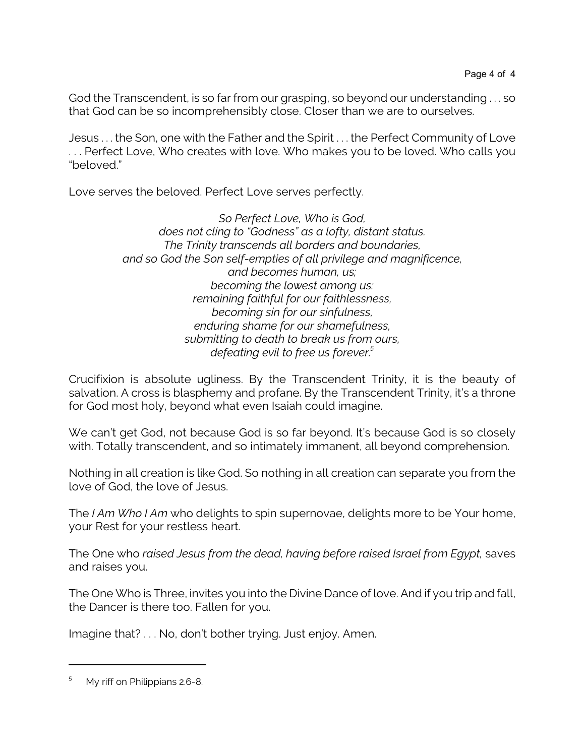God the Transcendent, is so far from our grasping, so beyond our understanding . . . so that God can be so incomprehensibly close. Closer than we are to ourselves.

Jesus . . . the Son, one with the Father and the Spirit . . . the Perfect Community of Love . . . Perfect Love, Who creates with love. Who makes you to be loved. Who calls you "beloved."

Love serves the beloved. Perfect Love serves perfectly.

*So Perfect Love, Who is God,*
*does not cling to "Godness" as a lofty, distant status.*
*The Trinity transcends all borders and boundaries,*
*and so God the Son self-empties of all privilege and magnificence,*
*and becomes human, us;*
*becoming the lowest among us:*
*remaining faithful for our faithlessness,*
*becoming sin for our sinfulness,*
*enduring shame for our shamefulness,*
*submitting to death to break us from ours,*
*defeating evil to free us forever.*[5]

Crucifixion is absolute ugliness. By the Transcendent Trinity, it is the beauty of salvation. A cross is blasphemy and profane. By the Transcendent Trinity, it's a throne for God most holy, beyond what even Isaiah could imagine.

We can't get God, not because God is so far beyond. It's because God is so closely with. Totally transcendent, and so intimately immanent, all beyond comprehension.

Nothing in all creation is like God. So nothing in all creation can separate you from the love of God, the love of Jesus.

The *I Am Who I Am* who delights to spin supernovae, delights more to be Your home, your Rest for your restless heart.

The One who *raised Jesus from the dead, having before raised Israel from Egypt,* saves and raises you.

The One Who is Three, invites you into the Divine Dance of love. And if you trip and fall, the Dancer is there too. Fallen for you.

Imagine that? . . . No, don't bother trying. Just enjoy. Amen.

---

[5] My riff on Philippians 2.6-8.